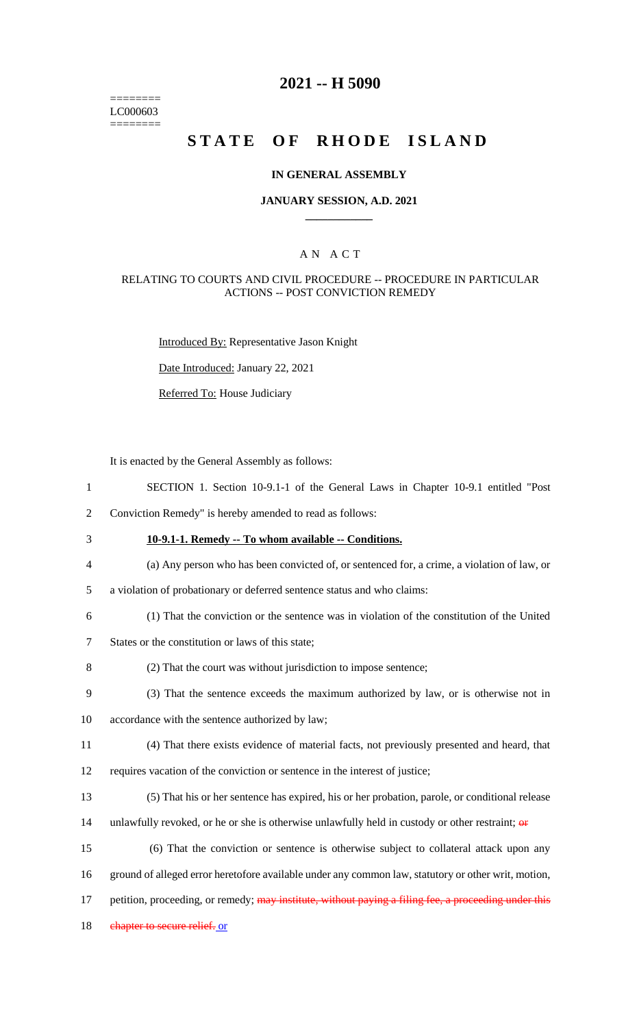========
LC000603
========

# 2021 -- H 5090

# STATE OF RHODE ISLAND

## IN GENERAL ASSEMBLY

### JANUARY SESSION, A.D. 2021

____________

### A N A C T

### RELATING TO COURTS AND CIVIL PROCEDURE -- PROCEDURE IN PARTICULAR ACTIONS -- POST CONVICTION REMEDY

Introduced By: Representative Jason Knight

Date Introduced: January 22, 2021

Referred To: House Judiciary

It is enacted by the General Assembly as follows:

1 SECTION 1. Section 10-9.1-1 of the General Laws in Chapter 10-9.1 entitled "Post
2 Conviction Remedy" is hereby amended to read as follows:

3 **10-9.1-1. Remedy -- To whom available -- Conditions.**

4 (a) Any person who has been convicted of, or sentenced for, a crime, a violation of law, or
5 a violation of probationary or deferred sentence status and who claims:

6 (1) That the conviction or the sentence was in violation of the constitution of the United
7 States or the constitution or laws of this state;

8 (2) That the court was without jurisdiction to impose sentence;

9 (3) That the sentence exceeds the maximum authorized by law, or is otherwise not in
10 accordance with the sentence authorized by law;

11 (4) That there exists evidence of material facts, not previously presented and heard, that
12 requires vacation of the conviction or sentence in the interest of justice;

13 (5) That his or her sentence has expired, his or her probation, parole, or conditional release
14 unlawfully revoked, or he or she is otherwise unlawfully held in custody or other restraint; ~~or~~

15 (6) That the conviction or sentence is otherwise subject to collateral attack upon any
16 ground of alleged error heretofore available under any common law, statutory or other writ, motion,
17 petition, proceeding, or remedy; ~~may institute, without paying a filing fee, a proceeding under this~~
18 ~~chapter to secure relief.~~ or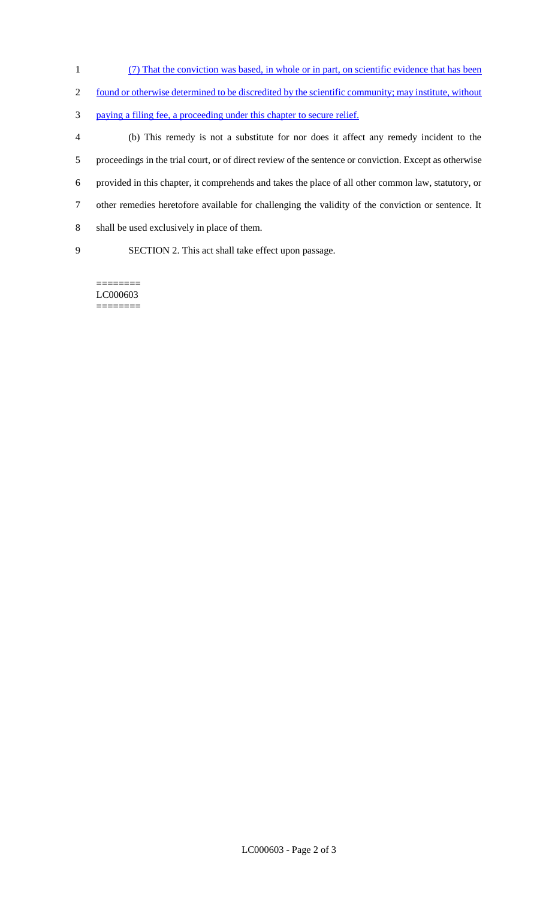(7) That the conviction was based, in whole or in part, on scientific evidence that has been found or otherwise determined to be discredited by the scientific community; may institute, without paying a filing fee, a proceeding under this chapter to secure relief.

(b) This remedy is not a substitute for nor does it affect any remedy incident to the proceedings in the trial court, or of direct review of the sentence or conviction. Except as otherwise provided in this chapter, it comprehends and takes the place of all other common law, statutory, or other remedies heretofore available for challenging the validity of the conviction or sentence. It shall be used exclusively in place of them.

SECTION 2. This act shall take effect upon passage.

========
LC000603
========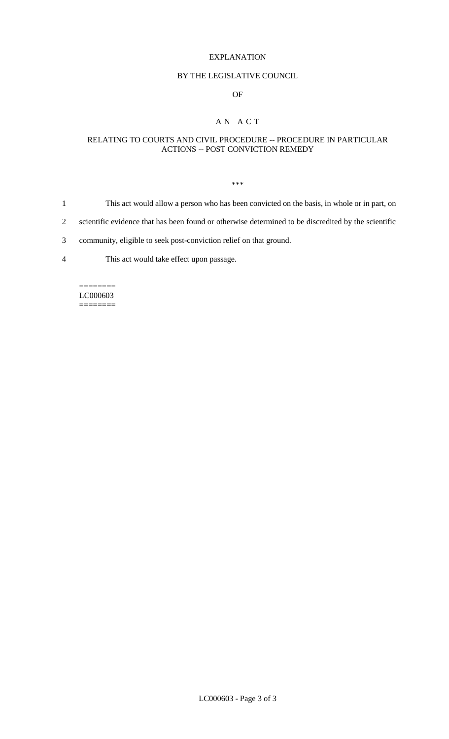EXPLANATION

BY THE LEGISLATIVE COUNCIL

OF

A N A C T

RELATING TO COURTS AND CIVIL PROCEDURE -- PROCEDURE IN PARTICULAR ACTIONS -- POST CONVICTION REMEDY

\*\*\*

1 This act would allow a person who has been convicted on the basis, in whole or in part, on
2 scientific evidence that has been found or otherwise determined to be discredited by the scientific
3 community, eligible to seek post-conviction relief on that ground.
4 This act would take effect upon passage.

========
LC000603
========